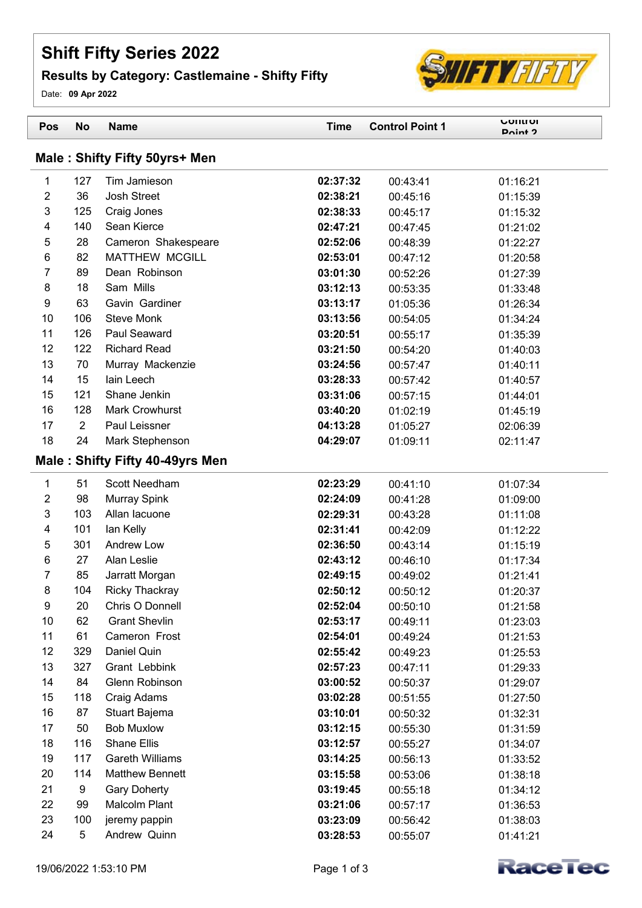# Shift Fifty Series 2022

## Results by Category: Castlemaine - Shifty Fifty

Date: **09 Apr 2022**

| Pos | No | Name | Time | Control Point 1 | Control Point 2 |
|---|---|---|---|---|---|
| **Male : Shifty Fifty 50yrs+ Men** | | | | | |
| 1 | 127 | Tim Jamieson | **02:37:32** | 00:43:41 | 01:16:21 |
| 2 | 36 | Josh Street | **02:38:21** | 00:45:16 | 01:15:39 |
| 3 | 125 | Craig Jones | **02:38:33** | 00:45:17 | 01:15:32 |
| 4 | 140 | Sean Kierce | **02:47:21** | 00:47:45 | 01:21:02 |
| 5 | 28 | Cameron Shakespeare | **02:52:06** | 00:48:39 | 01:22:27 |
| 6 | 82 | MATTHEW MCGILL | **02:53:01** | 00:47:12 | 01:20:58 |
| 7 | 89 | Dean Robinson | **03:01:30** | 00:52:26 | 01:27:39 |
| 8 | 18 | Sam Mills | **03:12:13** | 00:53:35 | 01:33:48 |
| 9 | 63 | Gavin Gardiner | **03:13:17** | 01:05:36 | 01:26:34 |
| 10 | 106 | Steve Monk | **03:13:56** | 00:54:05 | 01:34:24 |
| 11 | 126 | Paul Seaward | **03:20:51** | 00:55:17 | 01:35:39 |
| 12 | 122 | Richard Read | **03:21:50** | 00:54:20 | 01:40:03 |
| 13 | 70 | Murray Mackenzie | **03:24:56** | 00:57:47 | 01:40:11 |
| 14 | 15 | Iain Leech | **03:28:33** | 00:57:42 | 01:40:57 |
| 15 | 121 | Shane Jenkin | **03:31:06** | 00:57:15 | 01:44:01 |
| 16 | 128 | Mark Crowhurst | **03:40:20** | 01:02:19 | 01:45:19 |
| 17 | 2 | Paul Leissner | **04:13:28** | 01:05:27 | 02:06:39 |
| 18 | 24 | Mark Stephenson | **04:29:07** | 01:09:11 | 02:11:47 |
| **Male : Shifty Fifty 40-49yrs Men** | | | | | |
| 1 | 51 | Scott Needham | **02:23:29** | 00:41:10 | 01:07:34 |
| 2 | 98 | Murray Spink | **02:24:09** | 00:41:28 | 01:09:00 |
| 3 | 103 | Allan Iacuone | **02:29:31** | 00:43:28 | 01:11:08 |
| 4 | 101 | Ian Kelly | **02:31:41** | 00:42:09 | 01:12:22 |
| 5 | 301 | Andrew Low | **02:36:50** | 00:43:14 | 01:15:19 |
| 6 | 27 | Alan Leslie | **02:43:12** | 00:46:10 | 01:17:34 |
| 7 | 85 | Jarratt Morgan | **02:49:15** | 00:49:02 | 01:21:41 |
| 8 | 104 | Ricky Thackray | **02:50:12** | 00:50:12 | 01:20:37 |
| 9 | 20 | Chris O Donnell | **02:52:04** | 00:50:10 | 01:21:58 |
| 10 | 62 | Grant Shevlin | **02:53:17** | 00:49:11 | 01:23:03 |
| 11 | 61 | Cameron Frost | **02:54:01** | 00:49:24 | 01:21:53 |
| 12 | 329 | Daniel Quin | **02:55:42** | 00:49:23 | 01:25:53 |
| 13 | 327 | Grant Lebbink | **02:57:23** | 00:47:11 | 01:29:33 |
| 14 | 84 | Glenn Robinson | **03:00:52** | 00:50:37 | 01:29:07 |
| 15 | 118 | Craig Adams | **03:02:28** | 00:51:55 | 01:27:50 |
| 16 | 87 | Stuart Bajema | **03:10:01** | 00:50:32 | 01:32:31 |
| 17 | 50 | Bob Muxlow | **03:12:15** | 00:55:30 | 01:31:59 |
| 18 | 116 | Shane Ellis | **03:12:57** | 00:55:27 | 01:34:07 |
| 19 | 117 | Gareth Williams | **03:14:25** | 00:56:13 | 01:33:52 |
| 20 | 114 | Matthew Bennett | **03:15:58** | 00:53:06 | 01:38:18 |
| 21 | 9 | Gary Doherty | **03:19:45** | 00:55:18 | 01:34:12 |
| 22 | 99 | Malcolm Plant | **03:21:06** | 00:57:17 | 01:36:53 |
| 23 | 100 | jeremy pappin | **03:23:09** | 00:56:42 | 01:38:03 |
| 24 | 5 | Andrew Quinn | **03:28:53** | 00:55:07 | 01:41:21 |

19/06/2022 1:53:10 PM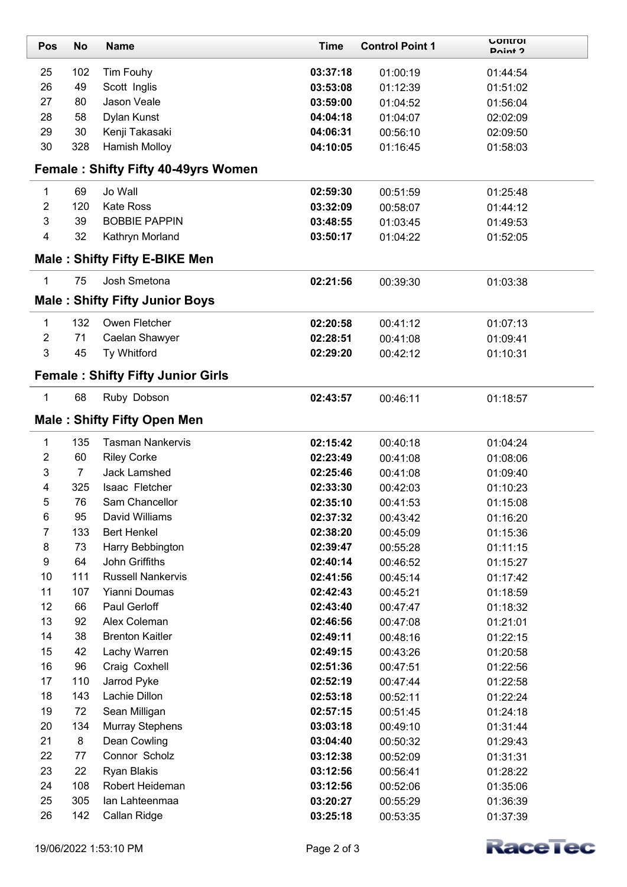| Pos | No | Name | Time | Control Point 1 | Control Point 2 |
| --- | --- | --- | --- | --- | --- |
| 25 | 102 | Tim Fouhy | **03:37:18** | 01:00:19 | 01:44:54 |
| 26 | 49 | Scott Inglis | **03:53:08** | 01:12:39 | 01:51:02 |
| 27 | 80 | Jason Veale | **03:59:00** | 01:04:52 | 01:56:04 |
| 28 | 58 | Dylan Kunst | **04:04:18** | 01:04:07 | 02:02:09 |
| 29 | 30 | Kenji Takasaki | **04:06:31** | 00:56:10 | 02:09:50 |
| 30 | 328 | Hamish Molloy | **04:10:05** | 01:16:45 | 01:58:03 |

## Female : Shifty Fifty 40-49yrs Women

| Pos | No | Name | Time | Control Point 1 | Control Point 2 |
| --- | --- | --- | --- | --- | --- |
| 1 | 69 | Jo Wall | **02:59:30** | 00:51:59 | 01:25:48 |
| 2 | 120 | Kate Ross | **03:32:09** | 00:58:07 | 01:44:12 |
| 3 | 39 | BOBBIE PAPPIN | **03:48:55** | 01:03:45 | 01:49:53 |
| 4 | 32 | Kathryn Morland | **03:50:17** | 01:04:22 | 01:52:05 |

## Male : Shifty Fifty E-BIKE Men

| Pos | No | Name | Time | Control Point 1 | Control Point 2 |
| --- | --- | --- | --- | --- | --- |
| 1 | 75 | Josh Smetona | **02:21:56** | 00:39:30 | 01:03:38 |

## Male : Shifty Fifty Junior Boys

| Pos | No | Name | Time | Control Point 1 | Control Point 2 |
| --- | --- | --- | --- | --- | --- |
| 1 | 132 | Owen Fletcher | **02:20:58** | 00:41:12 | 01:07:13 |
| 2 | 71 | Caelan Shawyer | **02:28:51** | 00:41:08 | 01:09:41 |
| 3 | 45 | Ty Whitford | **02:29:20** | 00:42:12 | 01:10:31 |

## Female : Shifty Fifty Junior Girls

| Pos | No | Name | Time | Control Point 1 | Control Point 2 |
| --- | --- | --- | --- | --- | --- |
| 1 | 68 | Ruby Dobson | **02:43:57** | 00:46:11 | 01:18:57 |

## Male : Shifty Fifty Open Men

| Pos | No | Name | Time | Control Point 1 | Control Point 2 |
| --- | --- | --- | --- | --- | --- |
| 1 | 135 | Tasman Nankervis | **02:15:42** | 00:40:18 | 01:04:24 |
| 2 | 60 | Riley Corke | **02:23:49** | 00:41:08 | 01:08:06 |
| 3 | 7 | Jack Lamshed | **02:25:46** | 00:41:08 | 01:09:40 |
| 4 | 325 | Isaac Fletcher | **02:33:30** | 00:42:03 | 01:10:23 |
| 5 | 76 | Sam Chancellor | **02:35:10** | 00:41:53 | 01:15:08 |
| 6 | 95 | David Williams | **02:37:32** | 00:43:42 | 01:16:20 |
| 7 | 133 | Bert Henkel | **02:38:20** | 00:45:09 | 01:15:36 |
| 8 | 73 | Harry Bebbington | **02:39:47** | 00:55:28 | 01:11:15 |
| 9 | 64 | John Griffiths | **02:40:14** | 00:46:52 | 01:15:27 |
| 10 | 111 | Russell Nankervis | **02:41:56** | 00:45:14 | 01:17:42 |
| 11 | 107 | Yianni Doumas | **02:42:43** | 00:45:21 | 01:18:59 |
| 12 | 66 | Paul Gerloff | **02:43:40** | 00:47:47 | 01:18:32 |
| 13 | 92 | Alex Coleman | **02:46:56** | 00:47:08 | 01:21:01 |
| 14 | 38 | Brenton Kaitler | **02:49:11** | 00:48:16 | 01:22:15 |
| 15 | 42 | Lachy Warren | **02:49:15** | 00:43:26 | 01:20:58 |
| 16 | 96 | Craig Coxhell | **02:51:36** | 00:47:51 | 01:22:56 |
| 17 | 110 | Jarrod Pyke | **02:52:19** | 00:47:44 | 01:22:58 |
| 18 | 143 | Lachie Dillon | **02:53:18** | 00:52:11 | 01:22:24 |
| 19 | 72 | Sean Milligan | **02:57:15** | 00:51:45 | 01:24:18 |
| 20 | 134 | Murray Stephens | **03:03:18** | 00:49:10 | 01:31:44 |
| 21 | 8 | Dean Cowling | **03:04:40** | 00:50:32 | 01:29:43 |
| 22 | 77 | Connor Scholz | **03:12:38** | 00:52:09 | 01:31:31 |
| 23 | 22 | Ryan Blakis | **03:12:56** | 00:56:41 | 01:28:22 |
| 24 | 108 | Robert Heideman | **03:12:56** | 00:52:06 | 01:35:06 |
| 25 | 305 | Ian Lahteenmaa | **03:20:27** | 00:55:29 | 01:36:39 |
| 26 | 142 | Callan Ridge | **03:25:18** | 00:53:35 | 01:37:39 |

19/06/2022 1:53:10 PM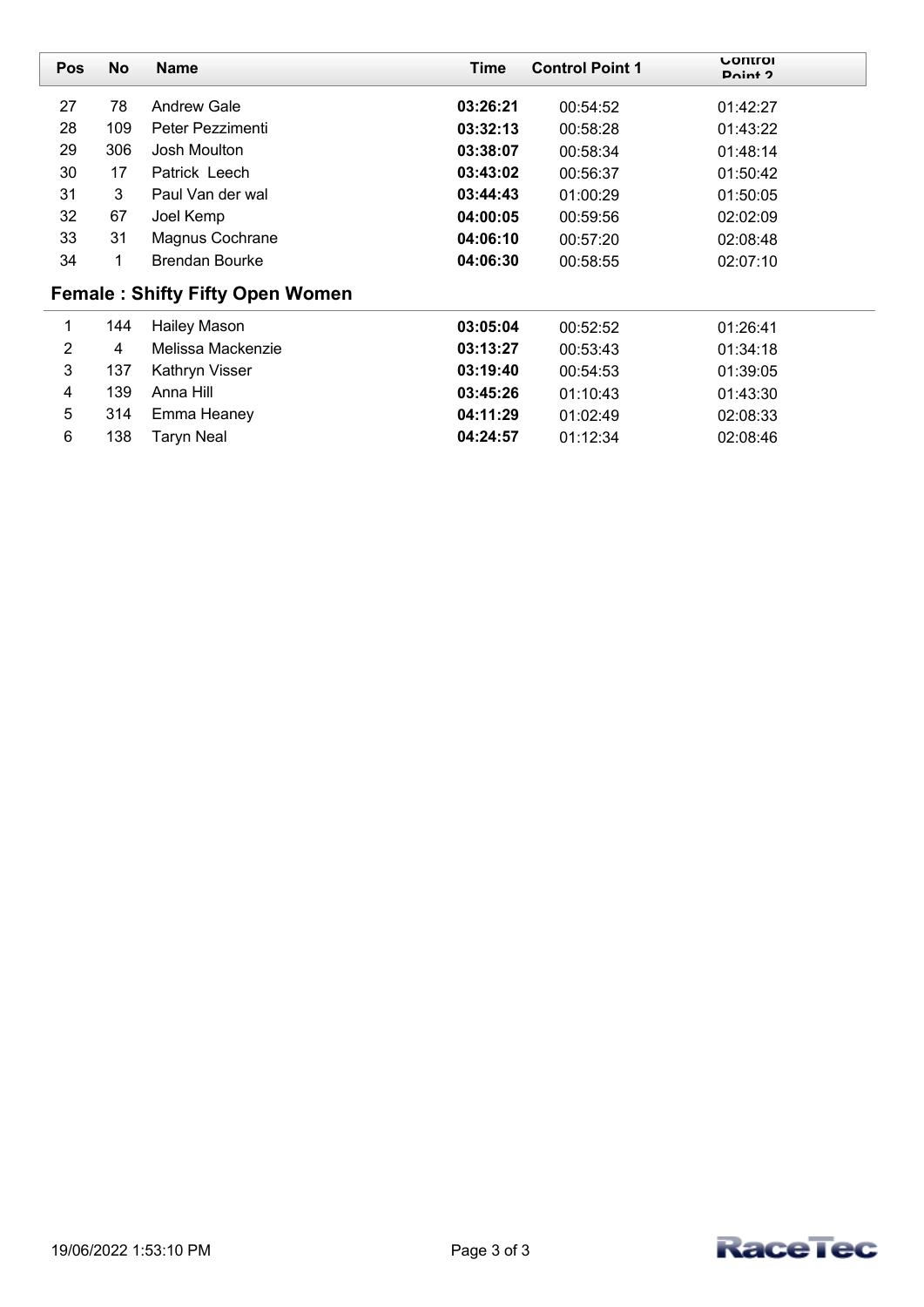| Pos | No | Name | Time | Control Point 1 | Control Point 2 |
|---|---|---|---|---|---|
| 27 | 78 | Andrew Gale | **03:26:21** | 00:54:52 | 01:42:27 |
| 28 | 109 | Peter Pezzimenti | **03:32:13** | 00:58:28 | 01:43:22 |
| 29 | 306 | Josh Moulton | **03:38:07** | 00:58:34 | 01:48:14 |
| 30 | 17 | Patrick Leech | **03:43:02** | 00:56:37 | 01:50:42 |
| 31 | 3 | Paul Van der wal | **03:44:43** | 01:00:29 | 01:50:05 |
| 32 | 67 | Joel Kemp | **04:00:05** | 00:59:56 | 02:02:09 |
| 33 | 31 | Magnus Cochrane | **04:06:10** | 00:57:20 | 02:08:48 |
| 34 | 1 | Brendan Bourke | **04:06:30** | 00:58:55 | 02:07:10 |

## Female : Shifty Fifty Open Women

| Pos | No | Name | Time | Control Point 1 | Control Point 2 |
|---|---|---|---|---|---|
| 1 | 144 | Hailey Mason | **03:05:04** | 00:52:52 | 01:26:41 |
| 2 | 4 | Melissa Mackenzie | **03:13:27** | 00:53:43 | 01:34:18 |
| 3 | 137 | Kathryn Visser | **03:19:40** | 00:54:53 | 01:39:05 |
| 4 | 139 | Anna Hill | **03:45:26** | 01:10:43 | 01:43:30 |
| 5 | 314 | Emma Heaney | **04:11:29** | 01:02:49 | 02:08:33 |
| 6 | 138 | Taryn Neal | **04:24:57** | 01:12:34 | 02:08:46 |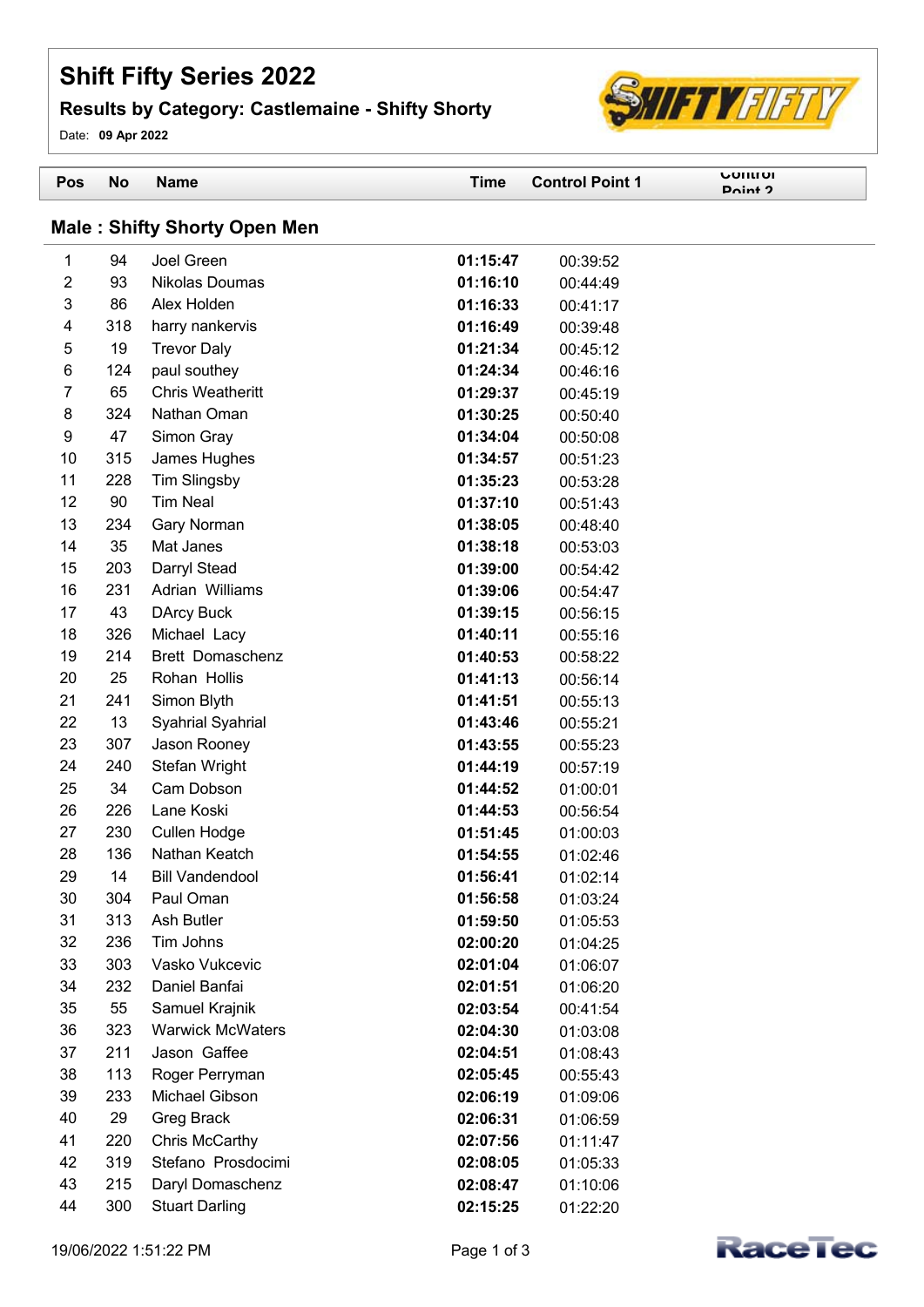# Shift Fifty Series 2022

## Results by Category: Castlemaine - Shifty Shorty

Date: **09 Apr 2022**

### Male : Shifty Shorty Open Men

| Pos | No | Name | Time | Control Point 1 | Control Point 2 |
|---|---|---|---|---|---|
| 1 | 94 | Joel Green | **01:15:47** | 00:39:52 | |
| 2 | 93 | Nikolas Doumas | **01:16:10** | 00:44:49 | |
| 3 | 86 | Alex Holden | **01:16:33** | 00:41:17 | |
| 4 | 318 | harry nankervis | **01:16:49** | 00:39:48 | |
| 5 | 19 | Trevor Daly | **01:21:34** | 00:45:12 | |
| 6 | 124 | paul southey | **01:24:34** | 00:46:16 | |
| 7 | 65 | Chris Weatheritt | **01:29:37** | 00:45:19 | |
| 8 | 324 | Nathan Oman | **01:30:25** | 00:50:40 | |
| 9 | 47 | Simon Gray | **01:34:04** | 00:50:08 | |
| 10 | 315 | James Hughes | **01:34:57** | 00:51:23 | |
| 11 | 228 | Tim Slingsby | **01:35:23** | 00:53:28 | |
| 12 | 90 | Tim Neal | **01:37:10** | 00:51:43 | |
| 13 | 234 | Gary Norman | **01:38:05** | 00:48:40 | |
| 14 | 35 | Mat Janes | **01:38:18** | 00:53:03 | |
| 15 | 203 | Darryl Stead | **01:39:00** | 00:54:42 | |
| 16 | 231 | Adrian Williams | **01:39:06** | 00:54:47 | |
| 17 | 43 | DArcy Buck | **01:39:15** | 00:56:15 | |
| 18 | 326 | Michael Lacy | **01:40:11** | 00:55:16 | |
| 19 | 214 | Brett Domaschenz | **01:40:53** | 00:58:22 | |
| 20 | 25 | Rohan Hollis | **01:41:13** | 00:56:14 | |
| 21 | 241 | Simon Blyth | **01:41:51** | 00:55:13 | |
| 22 | 13 | Syahrial Syahrial | **01:43:46** | 00:55:21 | |
| 23 | 307 | Jason Rooney | **01:43:55** | 00:55:23 | |
| 24 | 240 | Stefan Wright | **01:44:19** | 00:57:19 | |
| 25 | 34 | Cam Dobson | **01:44:52** | 01:00:01 | |
| 26 | 226 | Lane Koski | **01:44:53** | 00:56:54 | |
| 27 | 230 | Cullen Hodge | **01:51:45** | 01:00:03 | |
| 28 | 136 | Nathan Keatch | **01:54:55** | 01:02:46 | |
| 29 | 14 | Bill Vandendool | **01:56:41** | 01:02:14 | |
| 30 | 304 | Paul Oman | **01:56:58** | 01:03:24 | |
| 31 | 313 | Ash Butler | **01:59:50** | 01:05:53 | |
| 32 | 236 | Tim Johns | **02:00:20** | 01:04:25 | |
| 33 | 303 | Vasko Vukcevic | **02:01:04** | 01:06:07 | |
| 34 | 232 | Daniel Banfai | **02:01:51** | 01:06:20 | |
| 35 | 55 | Samuel Krajnik | **02:03:54** | 00:41:54 | |
| 36 | 323 | Warwick McWaters | **02:04:30** | 01:03:08 | |
| 37 | 211 | Jason Gaffee | **02:04:51** | 01:08:43 | |
| 38 | 113 | Roger Perryman | **02:05:45** | 00:55:43 | |
| 39 | 233 | Michael Gibson | **02:06:19** | 01:09:06 | |
| 40 | 29 | Greg Brack | **02:06:31** | 01:06:59 | |
| 41 | 220 | Chris McCarthy | **02:07:56** | 01:11:47 | |
| 42 | 319 | Stefano Prosdocimi | **02:08:05** | 01:05:33 | |
| 43 | 215 | Daryl Domaschenz | **02:08:47** | 01:10:06 | |
| 44 | 300 | Stuart Darling | **02:15:25** | 01:22:20 | |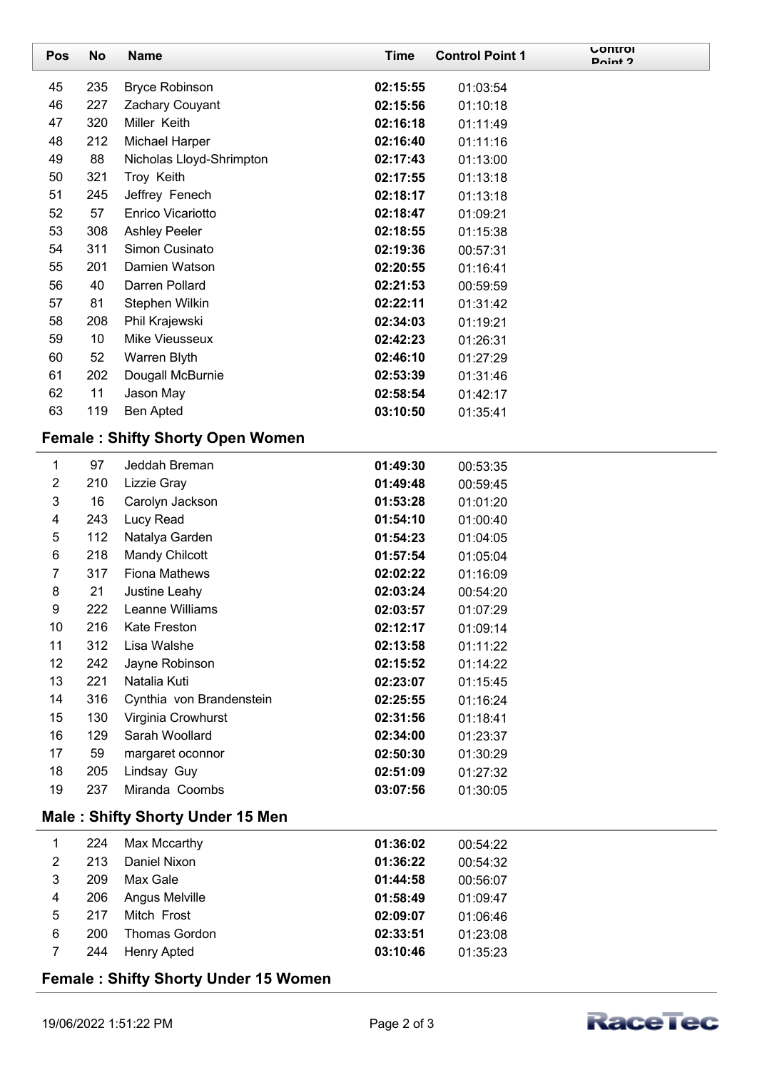| Pos | No | Name | Time | Control Point 1 | Control Point 2 |
|---|---|---|---|---|---|
| 45 | 235 | Bryce Robinson | **02:15:55** | 01:03:54 | |
| 46 | 227 | Zachary Couyant | **02:15:56** | 01:10:18 | |
| 47 | 320 | Miller Keith | **02:16:18** | 01:11:49 | |
| 48 | 212 | Michael Harper | **02:16:40** | 01:11:16 | |
| 49 | 88 | Nicholas Lloyd-Shrimpton | **02:17:43** | 01:13:00 | |
| 50 | 321 | Troy Keith | **02:17:55** | 01:13:18 | |
| 51 | 245 | Jeffrey Fenech | **02:18:17** | 01:13:18 | |
| 52 | 57 | Enrico Vicariotto | **02:18:47** | 01:09:21 | |
| 53 | 308 | Ashley Peeler | **02:18:55** | 01:15:38 | |
| 54 | 311 | Simon Cusinato | **02:19:36** | 00:57:31 | |
| 55 | 201 | Damien Watson | **02:20:55** | 01:16:41 | |
| 56 | 40 | Darren Pollard | **02:21:53** | 00:59:59 | |
| 57 | 81 | Stephen Wilkin | **02:22:11** | 01:31:42 | |
| 58 | 208 | Phil Krajewski | **02:34:03** | 01:19:21 | |
| 59 | 10 | Mike Vieusseux | **02:42:23** | 01:26:31 | |
| 60 | 52 | Warren Blyth | **02:46:10** | 01:27:29 | |
| 61 | 202 | Dougall McBurnie | **02:53:39** | 01:31:46 | |
| 62 | 11 | Jason May | **02:58:54** | 01:42:17 | |
| 63 | 119 | Ben Apted | **03:10:50** | 01:35:41 | |

## Female : Shifty Shorty Open Women

| Pos | No | Name | Time | Control Point 1 | Control Point 2 |
|---|---|---|---|---|---|
| 1 | 97 | Jeddah Breman | **01:49:30** | 00:53:35 | |
| 2 | 210 | Lizzie Gray | **01:49:48** | 00:59:45 | |
| 3 | 16 | Carolyn Jackson | **01:53:28** | 01:01:20 | |
| 4 | 243 | Lucy Read | **01:54:10** | 01:00:40 | |
| 5 | 112 | Natalya Garden | **01:54:23** | 01:04:05 | |
| 6 | 218 | Mandy Chilcott | **01:57:54** | 01:05:04 | |
| 7 | 317 | Fiona Mathews | **02:02:22** | 01:16:09 | |
| 8 | 21 | Justine Leahy | **02:03:24** | 00:54:20 | |
| 9 | 222 | Leanne Williams | **02:03:57** | 01:07:29 | |
| 10 | 216 | Kate Freston | **02:12:17** | 01:09:14 | |
| 11 | 312 | Lisa Walshe | **02:13:58** | 01:11:22 | |
| 12 | 242 | Jayne Robinson | **02:15:52** | 01:14:22 | |
| 13 | 221 | Natalia Kuti | **02:23:07** | 01:15:45 | |
| 14 | 316 | Cynthia von Brandenstein | **02:25:55** | 01:16:24 | |
| 15 | 130 | Virginia Crowhurst | **02:31:56** | 01:18:41 | |
| 16 | 129 | Sarah Woollard | **02:34:00** | 01:23:37 | |
| 17 | 59 | margaret oconnor | **02:50:30** | 01:30:29 | |
| 18 | 205 | Lindsay Guy | **02:51:09** | 01:27:32 | |
| 19 | 237 | Miranda Coombs | **03:07:56** | 01:30:05 | |

## Male : Shifty Shorty Under 15 Men

| Pos | No | Name | Time | Control Point 1 | Control Point 2 |
|---|---|---|---|---|---|
| 1 | 224 | Max Mccarthy | **01:36:02** | 00:54:22 | |
| 2 | 213 | Daniel Nixon | **01:36:22** | 00:54:32 | |
| 3 | 209 | Max Gale | **01:44:58** | 00:56:07 | |
| 4 | 206 | Angus Melville | **01:58:49** | 01:09:47 | |
| 5 | 217 | Mitch Frost | **02:09:07** | 01:06:46 | |
| 6 | 200 | Thomas Gordon | **02:33:51** | 01:23:08 | |
| 7 | 244 | Henry Apted | **03:10:46** | 01:35:23 | |

## Female : Shifty Shorty Under 15 Women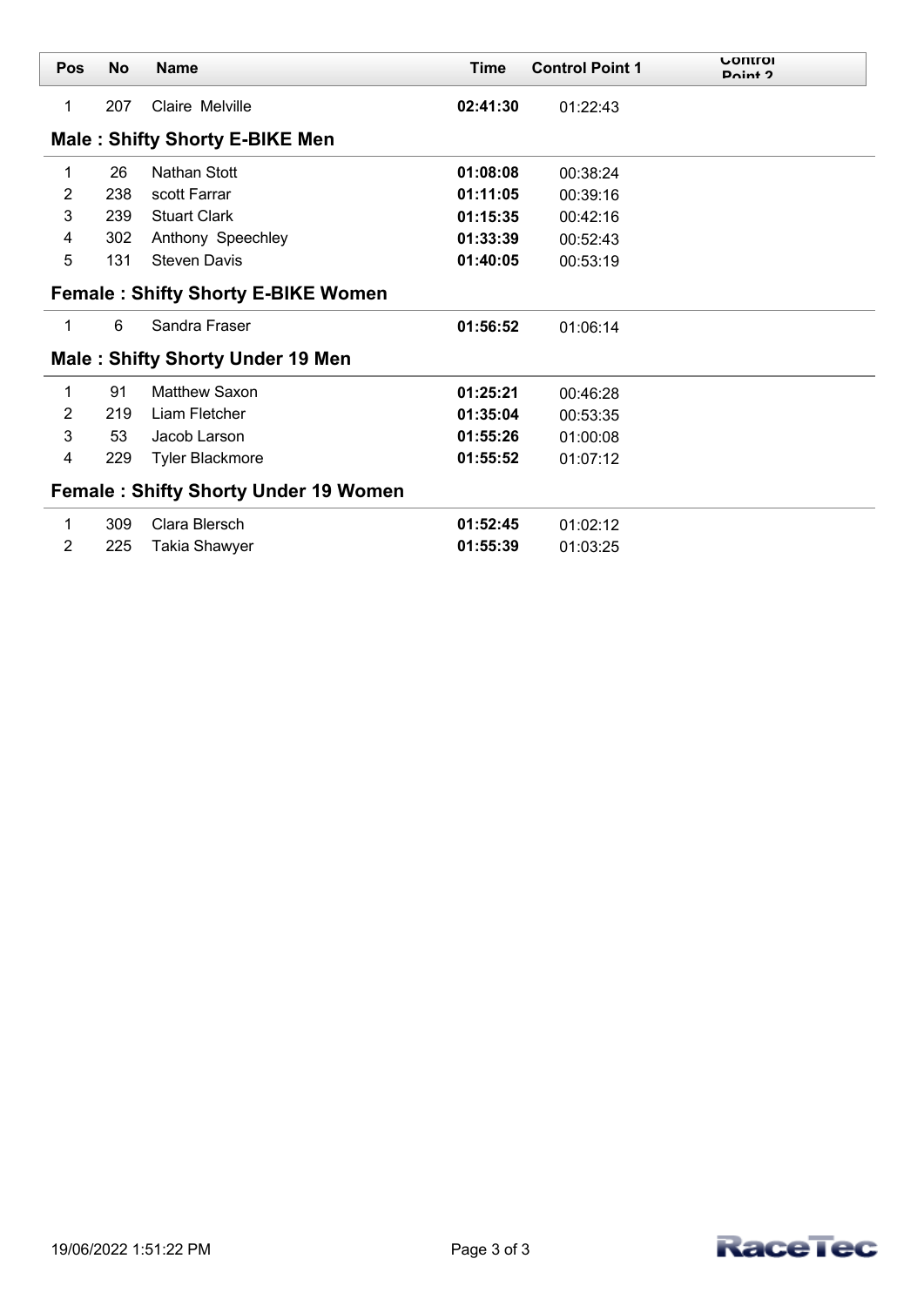| Pos | No | Name | Time | Control Point 1 | Control Point 2 |
|---|---|---|---|---|---|
| 1 | 207 | Claire Melville | **02:41:30** | 01:22:43 | |

## Male : Shifty Shorty E-BIKE Men

| Pos | No | Name | Time | Control Point 1 | Control Point 2 |
|---|---|---|---|---|---|
| 1 | 26 | Nathan Stott | **01:08:08** | 00:38:24 | |
| 2 | 238 | scott Farrar | **01:11:05** | 00:39:16 | |
| 3 | 239 | Stuart Clark | **01:15:35** | 00:42:16 | |
| 4 | 302 | Anthony Speechley | **01:33:39** | 00:52:43 | |
| 5 | 131 | Steven Davis | **01:40:05** | 00:53:19 | |

## Female : Shifty Shorty E-BIKE Women

| Pos | No | Name | Time | Control Point 1 | Control Point 2 |
|---|---|---|---|---|---|
| 1 | 6 | Sandra Fraser | **01:56:52** | 01:06:14 | |

## Male : Shifty Shorty Under 19 Men

| Pos | No | Name | Time | Control Point 1 | Control Point 2 |
|---|---|---|---|---|---|
| 1 | 91 | Matthew Saxon | **01:25:21** | 00:46:28 | |
| 2 | 219 | Liam Fletcher | **01:35:04** | 00:53:35 | |
| 3 | 53 | Jacob Larson | **01:55:26** | 01:00:08 | |
| 4 | 229 | Tyler Blackmore | **01:55:52** | 01:07:12 | |

## Female : Shifty Shorty Under 19 Women

| Pos | No | Name | Time | Control Point 1 | Control Point 2 |
|---|---|---|---|---|---|
| 1 | 309 | Clara Blersch | **01:52:45** | 01:02:12 | |
| 2 | 225 | Takia Shawyer | **01:55:39** | 01:03:25 | |

19/06/2022 1:51:22 PM

RaceTec